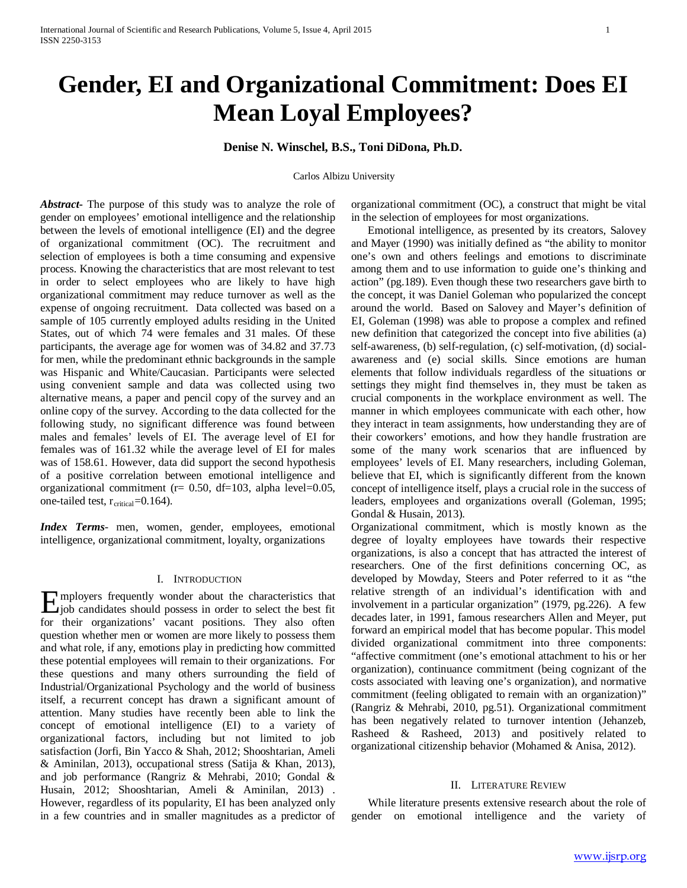# Gender, EI and Organizational Commitment: Does EI Mean Loyal Employees?

**Denise N. Winschel, B.S., Toni DiDona, Ph.D.**

Carlos Albizu University

***Abstract-*** The purpose of this study was to analyze the role of gender on employees' emotional intelligence and the relationship between the levels of emotional intelligence (EI) and the degree of organizational commitment (OC). The recruitment and selection of employees is both a time consuming and expensive process. Knowing the characteristics that are most relevant to test in order to select employees who are likely to have high organizational commitment may reduce turnover as well as the expense of ongoing recruitment. Data collected was based on a sample of 105 currently employed adults residing in the United States, out of which 74 were females and 31 males. Of these participants, the average age for women was of 34.82 and 37.73 for men, while the predominant ethnic backgrounds in the sample was Hispanic and White/Caucasian. Participants were selected using convenient sample and data was collected using two alternative means, a paper and pencil copy of the survey and an online copy of the survey. According to the data collected for the following study, no significant difference was found between males and females' levels of EI. The average level of EI for females was of 161.32 while the average level of EI for males was of 158.61. However, data did support the second hypothesis of a positive correlation between emotional intelligence and organizational commitment ($r = 0.50$, $df=103$, alpha level=0.05, one-tailed test, $r_{critical}=0.164$).

***Index Terms-*** men, women, gender, employees, emotional intelligence, organizational commitment, loyalty, organizations

## I. Introduction

Employers frequently wonder about the characteristics that job candidates should possess in order to select the best fit for their organizations' vacant positions. They also often question whether men or women are more likely to possess them and what role, if any, emotions play in predicting how committed these potential employees will remain to their organizations. For these questions and many others surrounding the field of Industrial/Organizational Psychology and the world of business itself, a recurrent concept has drawn a significant amount of attention. Many studies have recently been able to link the concept of emotional intelligence (EI) to a variety of organizational factors, including but not limited to job satisfaction (Jorfi, Bin Yacco & Shah, 2012; Shooshtarian, Ameli & Aminilan, 2013), occupational stress (Satija & Khan, 2013), and job performance (Rangriz & Mehrabi, 2010; Gondal & Husain, 2012; Shooshtarian, Ameli & Aminilan, 2013) . However, regardless of its popularity, EI has been analyzed only in a few countries and in smaller magnitudes as a predictor of organizational commitment (OC), a construct that might be vital in the selection of employees for most organizations.

Emotional intelligence, as presented by its creators, Salovey and Mayer (1990) was initially defined as "the ability to monitor one's own and others feelings and emotions to discriminate among them and to use information to guide one's thinking and action" (pg.189). Even though these two researchers gave birth to the concept, it was Daniel Goleman who popularized the concept around the world. Based on Salovey and Mayer's definition of EI, Goleman (1998) was able to propose a complex and refined new definition that categorized the concept into five abilities (a) self-awareness, (b) self-regulation, (c) self-motivation, (d) social-awareness and (e) social skills. Since emotions are human elements that follow individuals regardless of the situations or settings they might find themselves in, they must be taken as crucial components in the workplace environment as well. The manner in which employees communicate with each other, how they interact in team assignments, how understanding they are of their coworkers' emotions, and how they handle frustration are some of the many work scenarios that are influenced by employees' levels of EI. Many researchers, including Goleman, believe that EI, which is significantly different from the known concept of intelligence itself, plays a crucial role in the success of leaders, employees and organizations overall (Goleman, 1995; Gondal & Husain, 2013).

Organizational commitment, which is mostly known as the degree of loyalty employees have towards their respective organizations, is also a concept that has attracted the interest of researchers. One of the first definitions concerning OC, as developed by Mowday, Steers and Poter referred to it as "the relative strength of an individual's identification with and involvement in a particular organization" (1979, pg.226). A few decades later, in 1991, famous researchers Allen and Meyer, put forward an empirical model that has become popular. This model divided organizational commitment into three components: "affective commitment (one's emotional attachment to his or her organization), continuance commitment (being cognizant of the costs associated with leaving one's organization), and normative commitment (feeling obligated to remain with an organization)" (Rangriz & Mehrabi, 2010, pg.51). Organizational commitment has been negatively related to turnover intention (Jehanzeb, Rasheed & Rasheed, 2013) and positively related to organizational citizenship behavior (Mohamed & Anisa, 2012).

## II. Literature Review

While literature presents extensive research about the role of gender on emotional intelligence and the variety of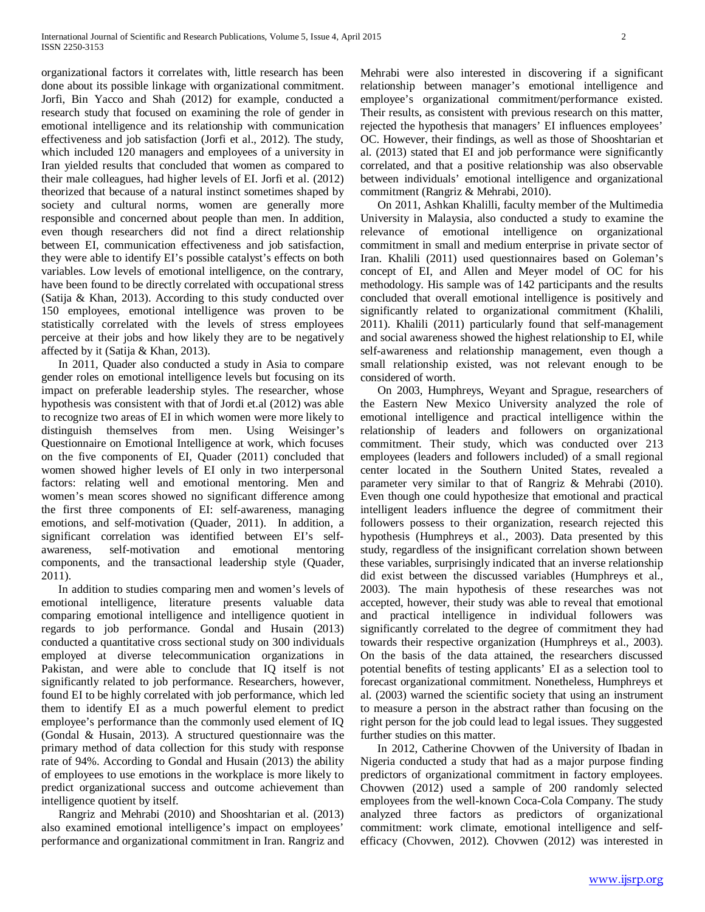organizational factors it correlates with, little research has been done about its possible linkage with organizational commitment. Jorfi, Bin Yacco and Shah (2012) for example, conducted a research study that focused on examining the role of gender in emotional intelligence and its relationship with communication effectiveness and job satisfaction (Jorfi et al., 2012). The study, which included 120 managers and employees of a university in Iran yielded results that concluded that women as compared to their male colleagues, had higher levels of EI. Jorfi et al. (2012) theorized that because of a natural instinct sometimes shaped by society and cultural norms, women are generally more responsible and concerned about people than men. In addition, even though researchers did not find a direct relationship between EI, communication effectiveness and job satisfaction, they were able to identify EI's possible catalyst's effects on both variables. Low levels of emotional intelligence, on the contrary, have been found to be directly correlated with occupational stress (Satija & Khan, 2013). According to this study conducted over 150 employees, emotional intelligence was proven to be statistically correlated with the levels of stress employees perceive at their jobs and how likely they are to be negatively affected by it (Satija & Khan, 2013).

In 2011, Quader also conducted a study in Asia to compare gender roles on emotional intelligence levels but focusing on its impact on preferable leadership styles. The researcher, whose hypothesis was consistent with that of Jordi et.al (2012) was able to recognize two areas of EI in which women were more likely to distinguish themselves from men. Using Weisinger's Questionnaire on Emotional Intelligence at work, which focuses on the five components of EI, Quader (2011) concluded that women showed higher levels of EI only in two interpersonal factors: relating well and emotional mentoring. Men and women's mean scores showed no significant difference among the first three components of EI: self-awareness, managing emotions, and self-motivation (Quader, 2011). In addition, a significant correlation was identified between EI's self-awareness, self-motivation and emotional mentoring components, and the transactional leadership style (Quader, 2011).

In addition to studies comparing men and women's levels of emotional intelligence, literature presents valuable data comparing emotional intelligence and intelligence quotient in regards to job performance. Gondal and Husain (2013) conducted a quantitative cross sectional study on 300 individuals employed at diverse telecommunication organizations in Pakistan, and were able to conclude that IQ itself is not significantly related to job performance. Researchers, however, found EI to be highly correlated with job performance, which led them to identify EI as a much powerful element to predict employee's performance than the commonly used element of IQ (Gondal & Husain, 2013). A structured questionnaire was the primary method of data collection for this study with response rate of 94%. According to Gondal and Husain (2013) the ability of employees to use emotions in the workplace is more likely to predict organizational success and outcome achievement than intelligence quotient by itself.

Rangriz and Mehrabi (2010) and Shooshtarian et al. (2013) also examined emotional intelligence's impact on employees' performance and organizational commitment in Iran. Rangriz and Mehrabi were also interested in discovering if a significant relationship between manager's emotional intelligence and employee's organizational commitment/performance existed. Their results, as consistent with previous research on this matter, rejected the hypothesis that managers' EI influences employees' OC. However, their findings, as well as those of Shooshtarian et al. (2013) stated that EI and job performance were significantly correlated, and that a positive relationship was also observable between individuals' emotional intelligence and organizational commitment (Rangriz & Mehrabi, 2010).

On 2011, Ashkan Khalilli, faculty member of the Multimedia University in Malaysia, also conducted a study to examine the relevance of emotional intelligence on organizational commitment in small and medium enterprise in private sector of Iran. Khalili (2011) used questionnaires based on Goleman's concept of EI, and Allen and Meyer model of OC for his methodology. His sample was of 142 participants and the results concluded that overall emotional intelligence is positively and significantly related to organizational commitment (Khalili, 2011). Khalili (2011) particularly found that self-management and social awareness showed the highest relationship to EI, while self-awareness and relationship management, even though a small relationship existed, was not relevant enough to be considered of worth.

On 2003, Humphreys, Weyant and Sprague, researchers of the Eastern New Mexico University analyzed the role of emotional intelligence and practical intelligence within the relationship of leaders and followers on organizational commitment. Their study, which was conducted over 213 employees (leaders and followers included) of a small regional center located in the Southern United States, revealed a parameter very similar to that of Rangriz & Mehrabi (2010). Even though one could hypothesize that emotional and practical intelligent leaders influence the degree of commitment their followers possess to their organization, research rejected this hypothesis (Humphreys et al., 2003). Data presented by this study, regardless of the insignificant correlation shown between these variables, surprisingly indicated that an inverse relationship did exist between the discussed variables (Humphreys et al., 2003). The main hypothesis of these researches was not accepted, however, their study was able to reveal that emotional and practical intelligence in individual followers was significantly correlated to the degree of commitment they had towards their respective organization (Humphreys et al., 2003). On the basis of the data attained, the researchers discussed potential benefits of testing applicants' EI as a selection tool to forecast organizational commitment. Nonetheless, Humphreys et al. (2003) warned the scientific society that using an instrument to measure a person in the abstract rather than focusing on the right person for the job could lead to legal issues. They suggested further studies on this matter.

In 2012, Catherine Chovwen of the University of Ibadan in Nigeria conducted a study that had as a major purpose finding predictors of organizational commitment in factory employees. Chovwen (2012) used a sample of 200 randomly selected employees from the well-known Coca-Cola Company. The study analyzed three factors as predictors of organizational commitment: work climate, emotional intelligence and self-efficacy (Chovwen, 2012). Chovwen (2012) was interested in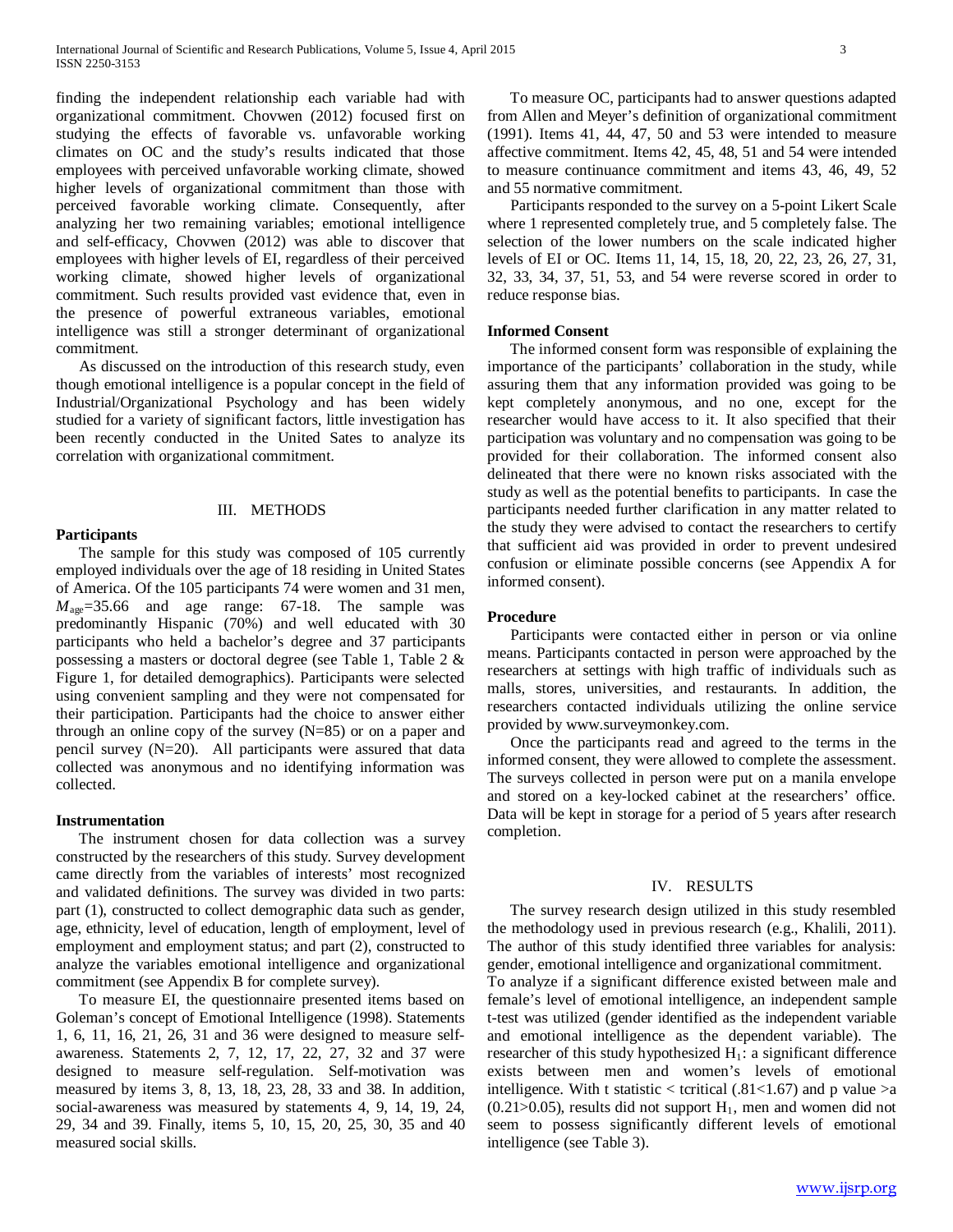finding the independent relationship each variable had with organizational commitment. Chovwen (2012) focused first on studying the effects of favorable vs. unfavorable working climates on OC and the study's results indicated that those employees with perceived unfavorable working climate, showed higher levels of organizational commitment than those with perceived favorable working climate. Consequently, after analyzing her two remaining variables; emotional intelligence and self-efficacy, Chovwen (2012) was able to discover that employees with higher levels of EI, regardless of their perceived working climate, showed higher levels of organizational commitment. Such results provided vast evidence that, even in the presence of powerful extraneous variables, emotional intelligence was still a stronger determinant of organizational commitment.

As discussed on the introduction of this research study, even though emotional intelligence is a popular concept in the field of Industrial/Organizational Psychology and has been widely studied for a variety of significant factors, little investigation has been recently conducted in the United Sates to analyze its correlation with organizational commitment.

## III. Methods

### Participants

The sample for this study was composed of 105 currently employed individuals over the age of 18 residing in United States of America. Of the 105 participants 74 were women and 31 men, $M_{age}$=35.66 and age range: 67-18. The sample was predominantly Hispanic (70%) and well educated with 30 participants who held a bachelor's degree and 37 participants possessing a masters or doctoral degree (see Table 1, Table 2 & Figure 1, for detailed demographics). Participants were selected using convenient sampling and they were not compensated for their participation. Participants had the choice to answer either through an online copy of the survey (N=85) or on a paper and pencil survey (N=20). All participants were assured that data collected was anonymous and no identifying information was collected.

### Instrumentation

The instrument chosen for data collection was a survey constructed by the researchers of this study. Survey development came directly from the variables of interests' most recognized and validated definitions. The survey was divided in two parts: part (1), constructed to collect demographic data such as gender, age, ethnicity, level of education, length of employment, level of employment and employment status; and part (2), constructed to analyze the variables emotional intelligence and organizational commitment (see Appendix B for complete survey).

To measure EI, the questionnaire presented items based on Goleman's concept of Emotional Intelligence (1998). Statements 1, 6, 11, 16, 21, 26, 31 and 36 were designed to measure self-awareness. Statements 2, 7, 12, 17, 22, 27, 32 and 37 were designed to measure self-regulation. Self-motivation was measured by items 3, 8, 13, 18, 23, 28, 33 and 38. In addition, social-awareness was measured by statements 4, 9, 14, 19, 24, 29, 34 and 39. Finally, items 5, 10, 15, 20, 25, 30, 35 and 40 measured social skills.

To measure OC, participants had to answer questions adapted from Allen and Meyer's definition of organizational commitment (1991). Items 41, 44, 47, 50 and 53 were intended to measure affective commitment. Items 42, 45, 48, 51 and 54 were intended to measure continuance commitment and items 43, 46, 49, 52 and 55 normative commitment.

Participants responded to the survey on a 5-point Likert Scale where 1 represented completely true, and 5 completely false. The selection of the lower numbers on the scale indicated higher levels of EI or OC. Items 11, 14, 15, 18, 20, 22, 23, 26, 27, 31, 32, 33, 34, 37, 51, 53, and 54 were reverse scored in order to reduce response bias.

### Informed Consent

The informed consent form was responsible of explaining the importance of the participants' collaboration in the study, while assuring them that any information provided was going to be kept completely anonymous, and no one, except for the researcher would have access to it. It also specified that their participation was voluntary and no compensation was going to be provided for their collaboration. The informed consent also delineated that there were no known risks associated with the study as well as the potential benefits to participants. In case the participants needed further clarification in any matter related to the study they were advised to contact the researchers to certify that sufficient aid was provided in order to prevent undesired confusion or eliminate possible concerns (see Appendix A for informed consent).

### Procedure

Participants were contacted either in person or via online means. Participants contacted in person were approached by the researchers at settings with high traffic of individuals such as malls, stores, universities, and restaurants. In addition, the researchers contacted individuals utilizing the online service provided by www.surveymonkey.com.

Once the participants read and agreed to the terms in the informed consent, they were allowed to complete the assessment. The surveys collected in person were put on a manila envelope and stored on a key-locked cabinet at the researchers' office. Data will be kept in storage for a period of 5 years after research completion.

## IV. Results

The survey research design utilized in this study resembled the methodology used in previous research (e.g., Khalili, 2011). The author of this study identified three variables for analysis: gender, emotional intelligence and organizational commitment.

To analyze if a significant difference existed between male and female's level of emotional intelligence, an independent sample t-test was utilized (gender identified as the independent variable and emotional intelligence as the dependent variable). The researcher of this study hypothesized $H_1$: a significant difference exists between men and women's levels of emotional intelligence. With t statistic < tcritical (.81<1.67) and p value >a (0.21>0.05), results did not support $H_1$, men and women did not seem to possess significantly different levels of emotional intelligence (see Table 3).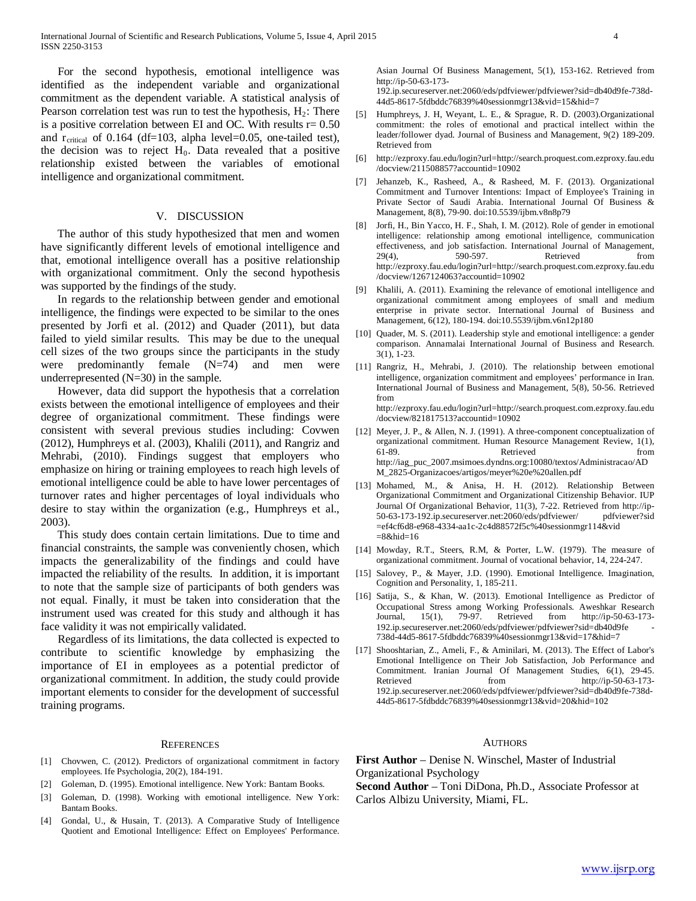For the second hypothesis, emotional intelligence was identified as the independent variable and organizational commitment as the dependent variable. A statistical analysis of Pearson correlation test was run to test the hypothesis, $H_2$: There is a positive correlation between EI and OC. With results r= 0.50 and $r_{critical}$ of 0.164 (df=103, alpha level=0.05, one-tailed test), the decision was to reject $H_0$. Data revealed that a positive relationship existed between the variables of emotional intelligence and organizational commitment.

## V. DISCUSSION

The author of this study hypothesized that men and women have significantly different levels of emotional intelligence and that, emotional intelligence overall has a positive relationship with organizational commitment. Only the second hypothesis was supported by the findings of the study.

In regards to the relationship between gender and emotional intelligence, the findings were expected to be similar to the ones presented by Jorfi et al. (2012) and Quader (2011), but data failed to yield similar results. This may be due to the unequal cell sizes of the two groups since the participants in the study were predominantly female (N=74) and men were underrepresented (N=30) in the sample.

However, data did support the hypothesis that a correlation exists between the emotional intelligence of employees and their degree of organizational commitment. These findings were consistent with several previous studies including: Covwen (2012), Humphreys et al. (2003), Khalili (2011), and Rangriz and Mehrabi, (2010). Findings suggest that employers who emphasize on hiring or training employees to reach high levels of emotional intelligence could be able to have lower percentages of turnover rates and higher percentages of loyal individuals who desire to stay within the organization (e.g., Humphreys et al., 2003).

This study does contain certain limitations. Due to time and financial constraints, the sample was conveniently chosen, which impacts the generalizability of the findings and could have impacted the reliability of the results. In addition, it is important to note that the sample size of participants of both genders was not equal. Finally, it must be taken into consideration that the instrument used was created for this study and although it has face validity it was not empirically validated.

Regardless of its limitations, the data collected is expected to contribute to scientific knowledge by emphasizing the importance of EI in employees as a potential predictor of organizational commitment. In addition, the study could provide important elements to consider for the development of successful training programs.

## REFERENCES

[1] Chovwen, C. (2012). Predictors of organizational commitment in factory employees. Ife Psychologia, 20(2), 184-191.

[2] Goleman, D. (1995). Emotional intelligence. New York: Bantam Books.

[3] Goleman, D. (1998). Working with emotional intelligence. New York: Bantam Books.

[4] Gondal, U., & Husain, T. (2013). A Comparative Study of Intelligence Quotient and Emotional Intelligence: Effect on Employees' Performance. Asian Journal Of Business Management, 5(1), 153-162. Retrieved from http://ip-50-63-173-192.ip.secureserver.net:2060/eds/pdfviewer/pdfviewer?sid=db40d9fe-738d-44d5-8617-5fdbddc76839%40sessionmgr13&vid=15&hid=7

[5] Humphreys, J. H, Weyant, L. E., & Sprague, R. D. (2003).Organizational commitment: the roles of emotional and practical intellect within the leader/follower dyad. Journal of Business and Management, 9(2) 189-209. Retrieved from

[6] http://ezproxy.fau.edu/login?url=http://search.proquest.com.ezproxy.fau.edu/docview/211508857?accountid=10902

[7] Jehanzeb, K., Rasheed, A., & Rasheed, M. F. (2013). Organizational Commitment and Turnover Intentions: Impact of Employee's Training in Private Sector of Saudi Arabia. International Journal Of Business & Management, 8(8), 79-90. doi:10.5539/ijbm.v8n8p79

[8] Jorfi, H., Bin Yacco, H. F., Shah, I. M. (2012). Role of gender in emotional intelligence: relationship among emotional intelligence, communication effectiveness, and job satisfaction. International Journal of Management, 29(4), 590-597. Retrieved from http://ezproxy.fau.edu/login?url=http://search.proquest.com.ezproxy.fau.edu/docview/1267124063?accountid=10902

[9] Khalili, A. (2011). Examining the relevance of emotional intelligence and organizational commitment among employees of small and medium enterprise in private sector. International Journal of Business and Management, 6(12), 180-194. doi:10.5539/ijbm.v6n12p180

[10] Quader, M. S. (2011). Leadership style and emotional intelligence: a gender comparison. Annamalai International Journal of Business and Research. 3(1), 1-23.

[11] Rangriz, H., Mehrabi, J. (2010). The relationship between emotional intelligence, organization commitment and employees' performance in Iran. International Journal of Business and Management, 5(8), 50-56. Retrieved from http://ezproxy.fau.edu/login?url=http://search.proquest.com.ezproxy.fau.edu/docview/821817513?accountid=10902

[12] Meyer, J. P., & Allen, N. J. (1991). A three-component conceptualization of organizational commitment. Human Resource Management Review, 1(1), 61-89. Retrieved from http://iag_puc_2007.msimoes.dyndns.org:10080/textos/Administracao/ADM_2825-Organizacoes/artigos/meyer%20e%20allen.pdf

[13] Mohamed, M., & Anisa, H. H. (2012). Relationship Between Organizational Commitment and Organizational Citizenship Behavior. IUP Journal Of Organizational Behavior, 11(3), 7-22. Retrieved from http://ip-50-63-173-192.ip.secureserver.net:2060/eds/pdfviewer/ pdfviewer?sid=ef4cf6d8-e968-4334-aa1c-2c4d88572f5c%40sessionmgr114&vid=8&hid=16

[14] Mowday, R.T., Steers, R.M, & Porter, L.W. (1979). The measure of organizational commitment. Journal of vocational behavior, 14, 224-247.

[15] Salovey, P., & Mayer, J.D. (1990). Emotional Intelligence. Imagination, Cognition and Personality, 1, 185-211.

[16] Satija, S., & Khan, W. (2013). Emotional Intelligence as Predictor of Occupational Stress among Working Professionals. Aweshkar Research Journal, 15(1), 79-97. Retrieved from http://ip-50-63-173-192.ip.secureserver.net:2060/eds/pdfviewer/pdfviewer?sid=db40d9fe-738d-44d5-8617-5fdbddc76839%40sessionmgr13&vid=17&hid=7

[17] Shooshtarian, Z., Ameli, F., & Aminilari, M. (2013). The Effect of Labor's Emotional Intelligence on Their Job Satisfaction, Job Performance and Commitment. Iranian Journal Of Management Studies, 6(1), 29-45. Retrieved from http://ip-50-63-173-192.ip.secureserver.net:2060/eds/pdfviewer/pdfviewer?sid=db40d9fe-738d-44d5-8617-5fdbddc76839%40sessionmgr13&vid=20&hid=102

## AUTHORS

**First Author** – Denise N. Winschel, Master of Industrial Organizational Psychology

**Second Author** – Toni DiDona, Ph.D., Associate Professor at Carlos Albizu University, Miami, FL.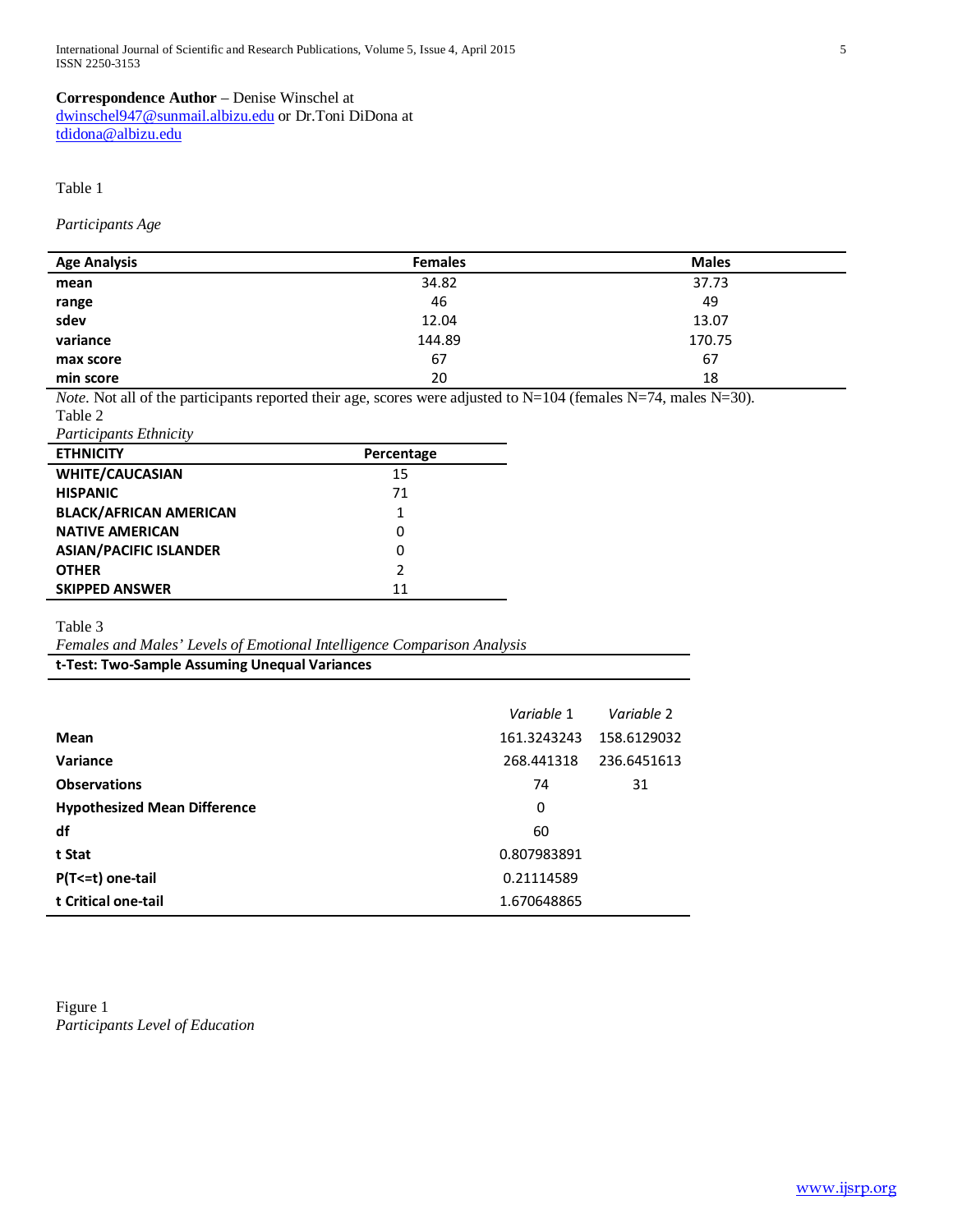**Correspondence Author** – Denise Winschel at [dwinschel947@sunmail.albizu.edu](mailto:dwinschel947@sunmail.albizu.edu) or Dr.Toni DiDona at [tdidona@albizu.edu](mailto:tdidona@albizu.edu)

Table 1

*Participants Age*

| Age Analysis | Females | Males |
|---|---|---|
| **mean** | 34.82 | 37.73 |
| **range** | 46 | 49 |
| **sdev** | 12.04 | 13.07 |
| **variance** | 144.89 | 170.75 |
| **max score** | 67 | 67 |
| **min score** | 20 | 18 |

*Note.* Not all of the participants reported their age, scores were adjusted to N=104 (females N=74, males N=30).

Table 2

*Participants Ethnicity*

| ETHNICITY | Percentage |
|---|---|
| **WHITE/CAUCASIAN** | 15 |
| **HISPANIC** | 71 |
| **BLACK/AFRICAN AMERICAN** | 1 |
| **NATIVE AMERICAN** | 0 |
| **ASIAN/PACIFIC ISLANDER** | 0 |
| **OTHER** | 2 |
| **SKIPPED ANSWER** | 11 |

Table 3

*Females and Males' Levels of Emotional Intelligence Comparison Analysis*

**t-Test: Two-Sample Assuming Unequal Variances**

| | *Variable 1* | *Variable 2* |
|---|---|---|
| **Mean** | 161.3243243 | 158.6129032 |
| **Variance** | 268.441318 | 236.6451613 |
| **Observations** | 74 | 31 |
| **Hypothesized Mean Difference** | 0 | |
| **df** | 60 | |
| **t Stat** | 0.807983891 | |
| **P(T<=t) one-tail** | 0.21114589 | |
| **t Critical one-tail** | 1.670648865 | |

Figure 1

*Participants Level of Education*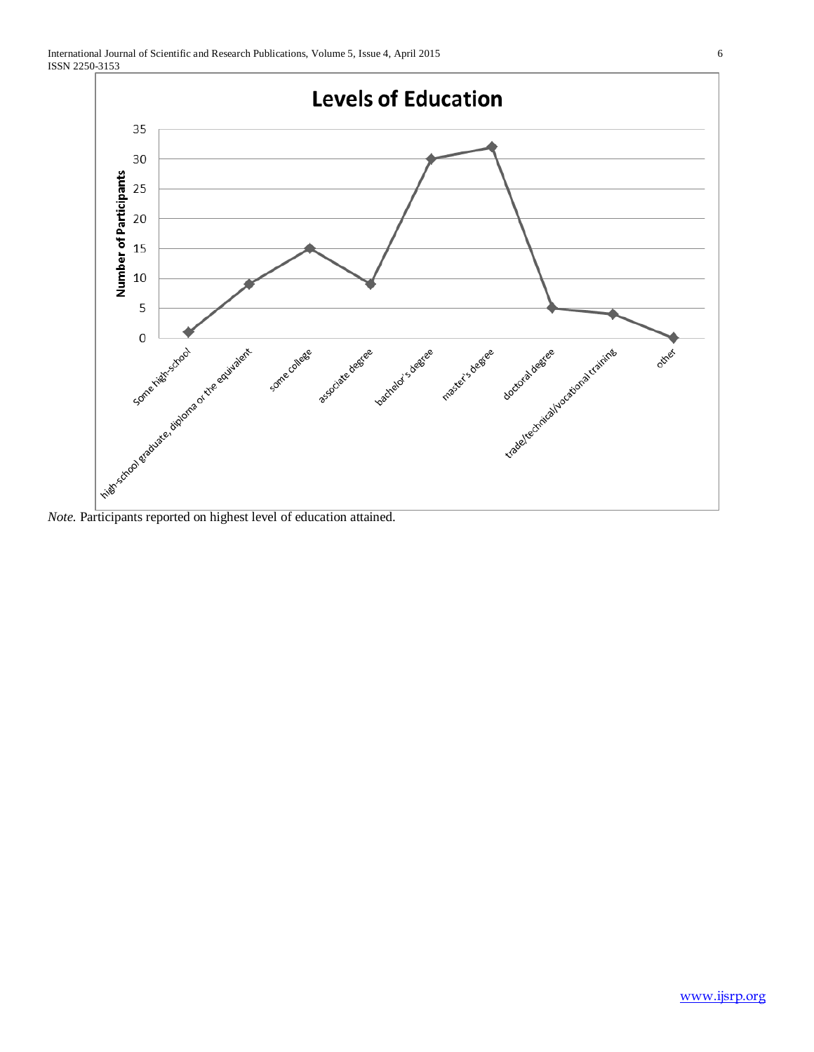**Levels of Education**

*Note.* Participants reported on highest level of education attained.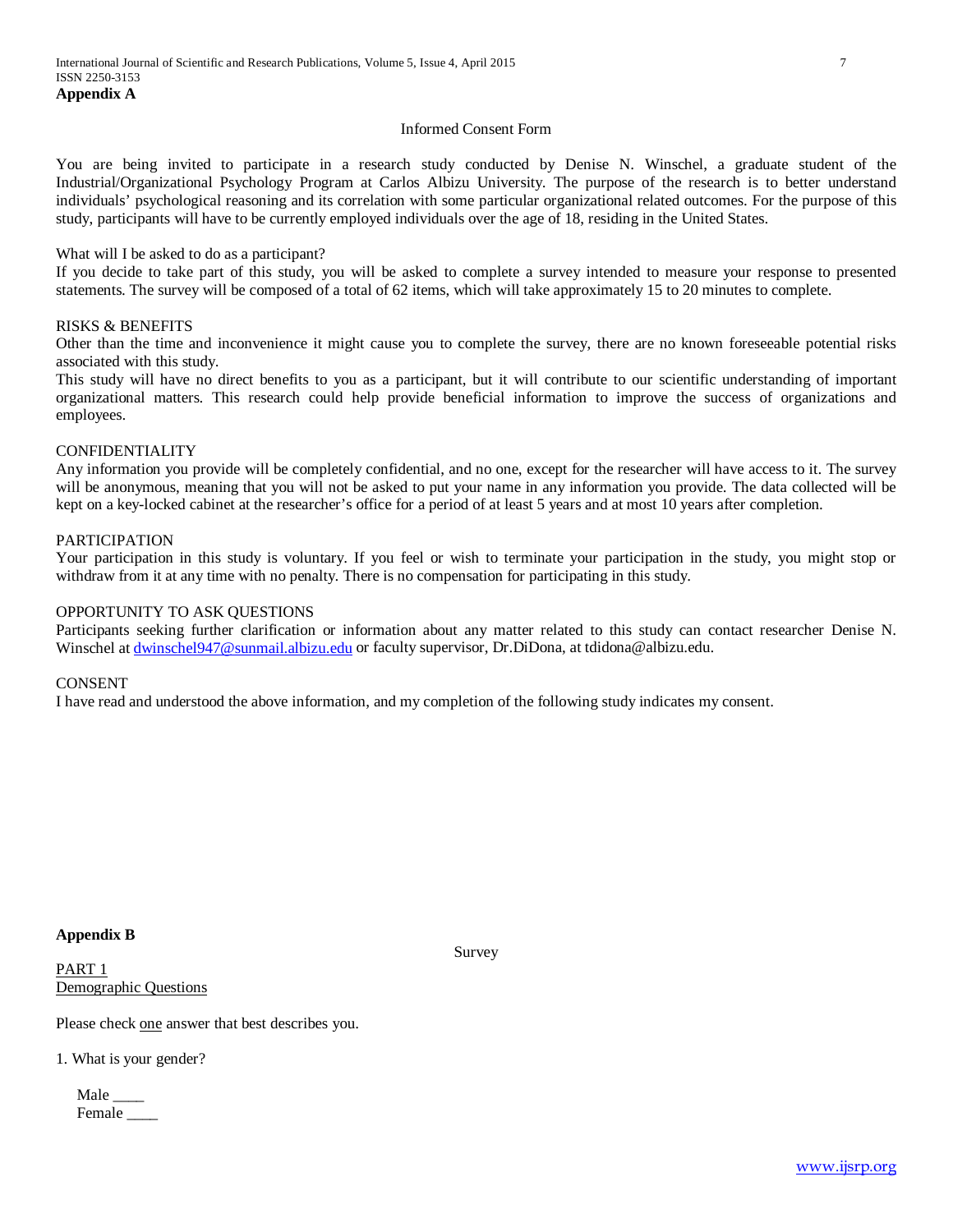## Appendix A

Informed Consent Form

You are being invited to participate in a research study conducted by Denise N. Winschel, a graduate student of the Industrial/Organizational Psychology Program at Carlos Albizu University. The purpose of the research is to better understand individuals' psychological reasoning and its correlation with some particular organizational related outcomes. For the purpose of this study, participants will have to be currently employed individuals over the age of 18, residing in the United States.

What will I be asked to do as a participant?
If you decide to take part of this study, you will be asked to complete a survey intended to measure your response to presented statements. The survey will be composed of a total of 62 items, which will take approximately 15 to 20 minutes to complete.

RISKS & BENEFITS
Other than the time and inconvenience it might cause you to complete the survey, there are no known foreseeable potential risks associated with this study.
This study will have no direct benefits to you as a participant, but it will contribute to our scientific understanding of important organizational matters. This research could help provide beneficial information to improve the success of organizations and employees.

CONFIDENTIALITY
Any information you provide will be completely confidential, and no one, except for the researcher will have access to it. The survey will be anonymous, meaning that you will not be asked to put your name in any information you provide. The data collected will be kept on a key-locked cabinet at the researcher's office for a period of at least 5 years and at most 10 years after completion.

PARTICIPATION
Your participation in this study is voluntary. If you feel or wish to terminate your participation in the study, you might stop or withdraw from it at any time with no penalty. There is no compensation for participating in this study.

OPPORTUNITY TO ASK QUESTIONS
Participants seeking further clarification or information about any matter related to this study can contact researcher Denise N. Winschel at dwinschel947@sunmail.albizu.edu or faculty supervisor, Dr.DiDona, at tdidona@albizu.edu.

CONSENT
I have read and understood the above information, and my completion of the following study indicates my consent.

## Appendix B

Survey

PART 1
Demographic Questions

Please check one answer that best describes you.

1. What is your gender?

Male ____
Female ____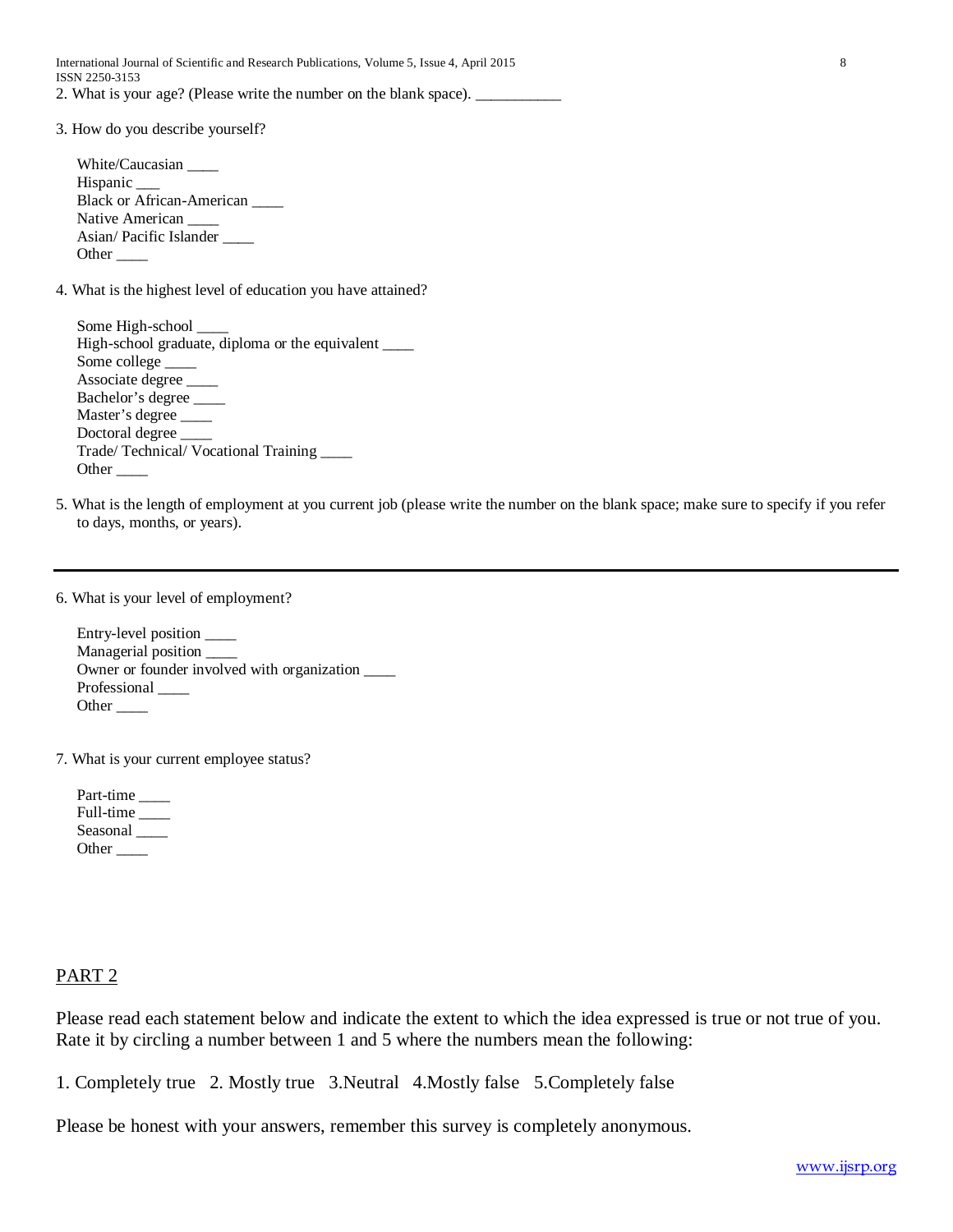2. What is your age? (Please write the number on the blank space). ___________

3. How do you describe yourself?

White/Caucasian ____
Hispanic ___
Black or African-American ____
Native American ____
Asian/ Pacific Islander ____
Other ____

4. What is the highest level of education you have attained?

Some High-school ____
High-school graduate, diploma or the equivalent ____
Some college ____
Associate degree ____
Bachelor's degree ____
Master's degree ____
Doctoral degree ____
Trade/ Technical/ Vocational Training ____
Other ____

5. What is the length of employment at you current job (please write the number on the blank space; make sure to specify if you refer to days, months, or years).

---

6. What is your level of employment?

Entry-level position ____
Managerial position ____
Owner or founder involved with organization ____
Professional ____
Other ____

7. What is your current employee status?

Part-time ____
Full-time ____
Seasonal ____
Other ____

## PART 2

Please read each statement below and indicate the extent to which the idea expressed is true or not true of you. Rate it by circling a number between 1 and 5 where the numbers mean the following:

1. Completely true 2. Mostly true 3.Neutral 4.Mostly false 5.Completely false

Please be honest with your answers, remember this survey is completely anonymous.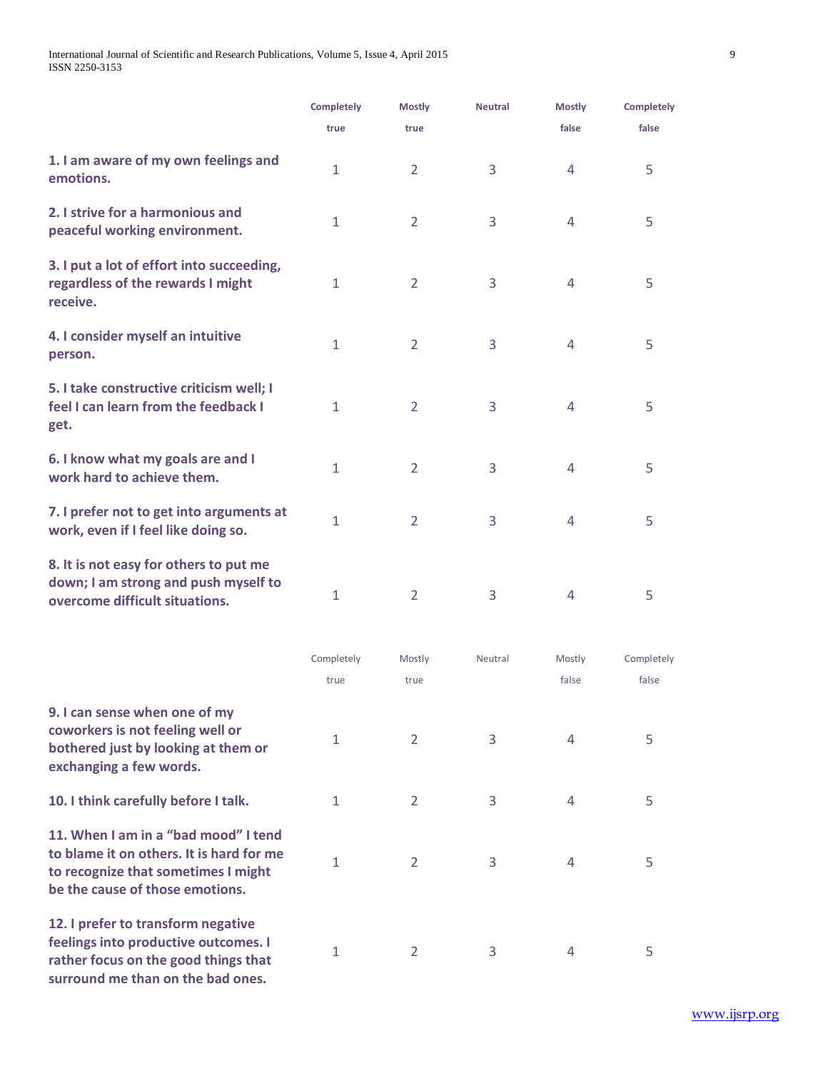| | Completely true | Mostly true | Neutral | Mostly false | Completely false |
|---|---|---|---|---|---|
| **1. I am aware of my own feelings and emotions.** | 1 | 2 | 3 | 4 | 5 |
| **2. I strive for a harmonious and peaceful working environment.** | 1 | 2 | 3 | 4 | 5 |
| **3. I put a lot of effort into succeeding, regardless of the rewards I might receive.** | 1 | 2 | 3 | 4 | 5 |
| **4. I consider myself an intuitive person.** | 1 | 2 | 3 | 4 | 5 |
| **5. I take constructive criticism well; I feel I can learn from the feedback I get.** | 1 | 2 | 3 | 4 | 5 |
| **6. I know what my goals are and I work hard to achieve them.** | 1 | 2 | 3 | 4 | 5 |
| **7. I prefer not to get into arguments at work, even if I feel like doing so.** | 1 | 2 | 3 | 4 | 5 |
| **8. It is not easy for others to put me down; I am strong and push myself to overcome difficult situations.** | 1 | 2 | 3 | 4 | 5 |

| | Completely true | Mostly true | Neutral | Mostly false | Completely false |
|---|---|---|---|---|---|
| **9. I can sense when one of my coworkers is not feeling well or bothered just by looking at them or exchanging a few words.** | 1 | 2 | 3 | 4 | 5 |
| **10. I think carefully before I talk.** | 1 | 2 | 3 | 4 | 5 |
| **11. When I am in a "bad mood" I tend to blame it on others. It is hard for me to recognize that sometimes I might be the cause of those emotions.** | 1 | 2 | 3 | 4 | 5 |
| **12. I prefer to transform negative feelings into productive outcomes. I rather focus on the good things that surround me than on the bad ones.** | 1 | 2 | 3 | 4 | 5 |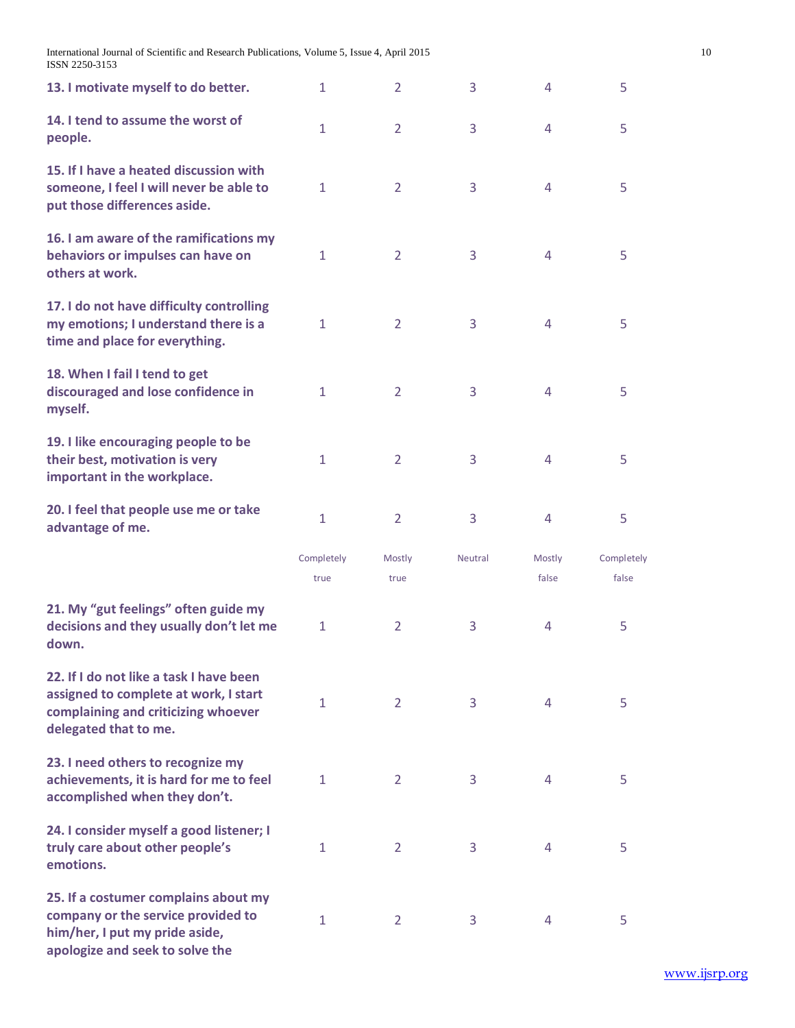| 13. I motivate myself to do better. | 1 | 2 | 3 | 4 | 5 |
|---|---|---|---|---|---|
| 14. I tend to assume the worst of people. | 1 | 2 | 3 | 4 | 5 |
| 15. If I have a heated discussion with someone, I feel I will never be able to put those differences aside. | 1 | 2 | 3 | 4 | 5 |
| 16. I am aware of the ramifications my behaviors or impulses can have on others at work. | 1 | 2 | 3 | 4 | 5 |
| 17. I do not have difficulty controlling my emotions; I understand there is a time and place for everything. | 1 | 2 | 3 | 4 | 5 |
| 18. When I fail I tend to get discouraged and lose confidence in myself. | 1 | 2 | 3 | 4 | 5 |
| 19. I like encouraging people to be their best, motivation is very important in the workplace. | 1 | 2 | 3 | 4 | 5 |
| 20. I feel that people use me or take advantage of me. | 1 | 2 | 3 | 4 | 5 |

| | Completely true | Mostly true | Neutral | Mostly false | Completely false |
|---|---|---|---|---|---|
| 21. My "gut feelings" often guide my decisions and they usually don't let me down. | 1 | 2 | 3 | 4 | 5 |
| 22. If I do not like a task I have been assigned to complete at work, I start complaining and criticizing whoever delegated that to me. | 1 | 2 | 3 | 4 | 5 |
| 23. I need others to recognize my achievements, it is hard for me to feel accomplished when they don't. | 1 | 2 | 3 | 4 | 5 |
| 24. I consider myself a good listener; I truly care about other people's emotions. | 1 | 2 | 3 | 4 | 5 |
| 25. If a costumer complains about my company or the service provided to him/her, I put my pride aside, apologize and seek to solve the | 1 | 2 | 3 | 4 | 5 |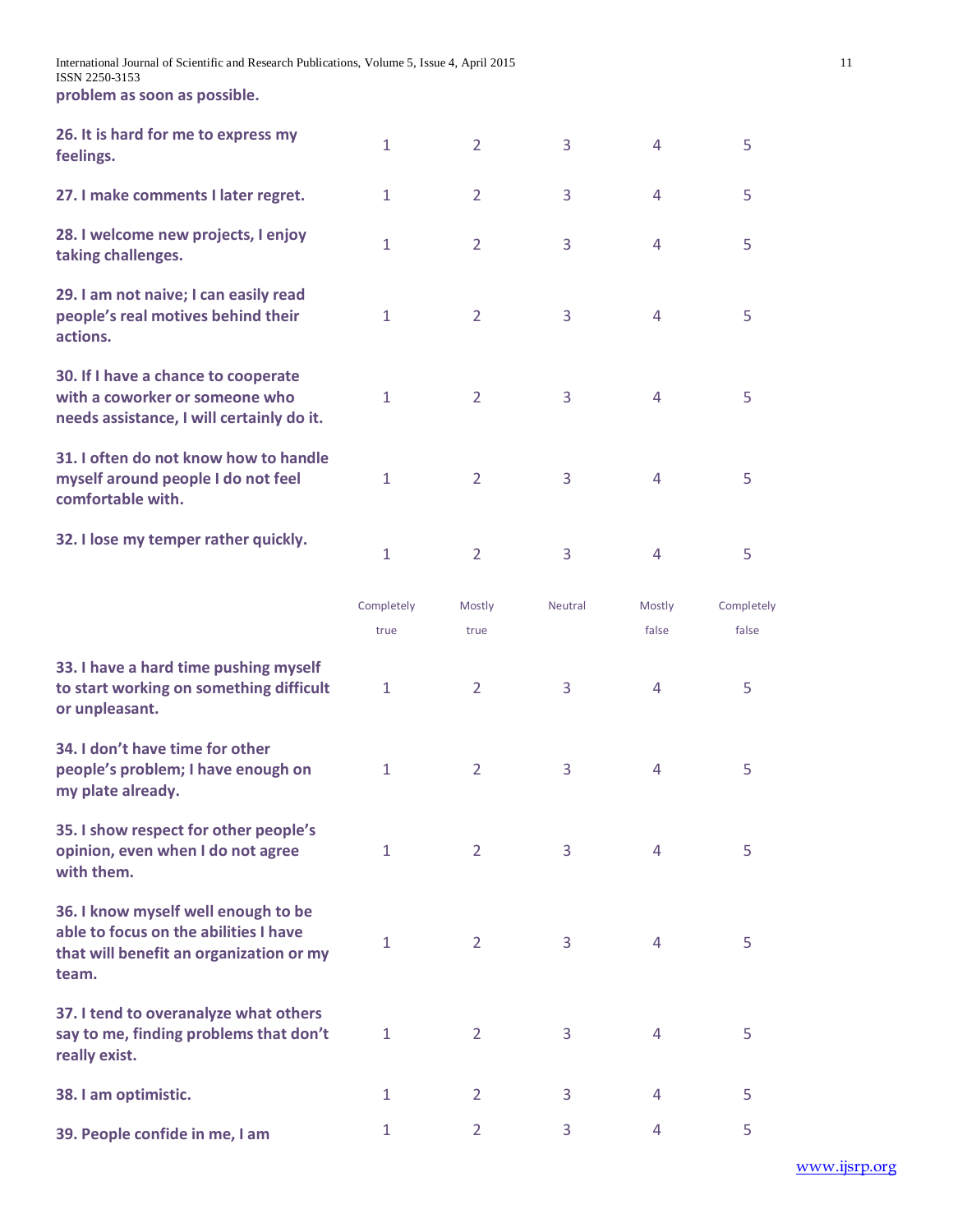problem as soon as possible.

| | | | | | |
|---|---|---|---|---|---|
| **26. It is hard for me to express my feelings.** | 1 | 2 | 3 | 4 | 5 |
| **27. I make comments I later regret.** | 1 | 2 | 3 | 4 | 5 |
| **28. I welcome new projects, I enjoy taking challenges.** | 1 | 2 | 3 | 4 | 5 |
| **29. I am not naive; I can easily read people's real motives behind their actions.** | 1 | 2 | 3 | 4 | 5 |
| **30. If I have a chance to cooperate with a coworker or someone who needs assistance, I will certainly do it.** | 1 | 2 | 3 | 4 | 5 |
| **31. I often do not know how to handle myself around people I do not feel comfortable with.** | 1 | 2 | 3 | 4 | 5 |
| **32. I lose my temper rather quickly.** | 1 | 2 | 3 | 4 | 5 |

| | Completely true | Mostly true | Neutral | Mostly false | Completely false |
|---|---|---|---|---|---|
| **33. I have a hard time pushing myself to start working on something difficult or unpleasant.** | 1 | 2 | 3 | 4 | 5 |
| **34. I don't have time for other people's problem; I have enough on my plate already.** | 1 | 2 | 3 | 4 | 5 |
| **35. I show respect for other people's opinion, even when I do not agree with them.** | 1 | 2 | 3 | 4 | 5 |
| **36. I know myself well enough to be able to focus on the abilities I have that will benefit an organization or my team.** | 1 | 2 | 3 | 4 | 5 |
| **37. I tend to overanalyze what others say to me, finding problems that don't really exist.** | 1 | 2 | 3 | 4 | 5 |
| **38. I am optimistic.** | 1 | 2 | 3 | 4 | 5 |
| **39. People confide in me, I am** | 1 | 2 | 3 | 4 | 5 |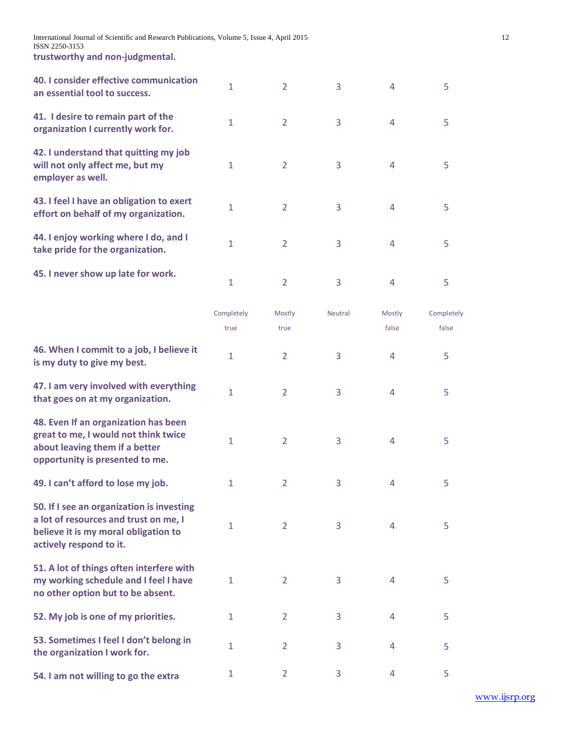**trustworthy and non-judgmental.**

| | | | | | |
|---|---|---|---|---|---|
| **40. I consider effective communication an essential tool to success.** | 1 | 2 | 3 | 4 | 5 |
| **41. I desire to remain part of the organization I currently work for.** | 1 | 2 | 3 | 4 | 5 |
| **42. I understand that quitting my job will not only affect me, but my employer as well.** | 1 | 2 | 3 | 4 | 5 |
| **43. I feel I have an obligation to exert effort on behalf of my organization.** | 1 | 2 | 3 | 4 | 5 |
| **44. I enjoy working where I do, and I take pride for the organization.** | 1 | 2 | 3 | 4 | 5 |
| **45. I never show up late for work.** | 1 | 2 | 3 | 4 | 5 |

| | Completely true | Mostly true | Neutral | Mostly false | Completely false |
|---|---|---|---|---|---|
| **46. When I commit to a job, I believe it is my duty to give my best.** | 1 | 2 | 3 | 4 | 5 |
| **47. I am very involved with everything that goes on at my organization.** | 1 | 2 | 3 | 4 | 5 |
| **48. Even If an organization has been great to me, I would not think twice about leaving them if a better opportunity is presented to me.** | 1 | 2 | 3 | 4 | 5 |
| **49. I can't afford to lose my job.** | 1 | 2 | 3 | 4 | 5 |
| **50. If I see an organization is investing a lot of resources and trust on me, I believe it is my moral obligation to actively respond to it.** | 1 | 2 | 3 | 4 | 5 |
| **51. A lot of things often interfere with my working schedule and I feel I have no other option but to be absent.** | 1 | 2 | 3 | 4 | 5 |
| **52. My job is one of my priorities.** | 1 | 2 | 3 | 4 | 5 |
| **53. Sometimes I feel I don't belong in the organization I work for.** | 1 | 2 | 3 | 4 | 5 |
| **54. I am not willing to go the extra** | 1 | 2 | 3 | 4 | 5 |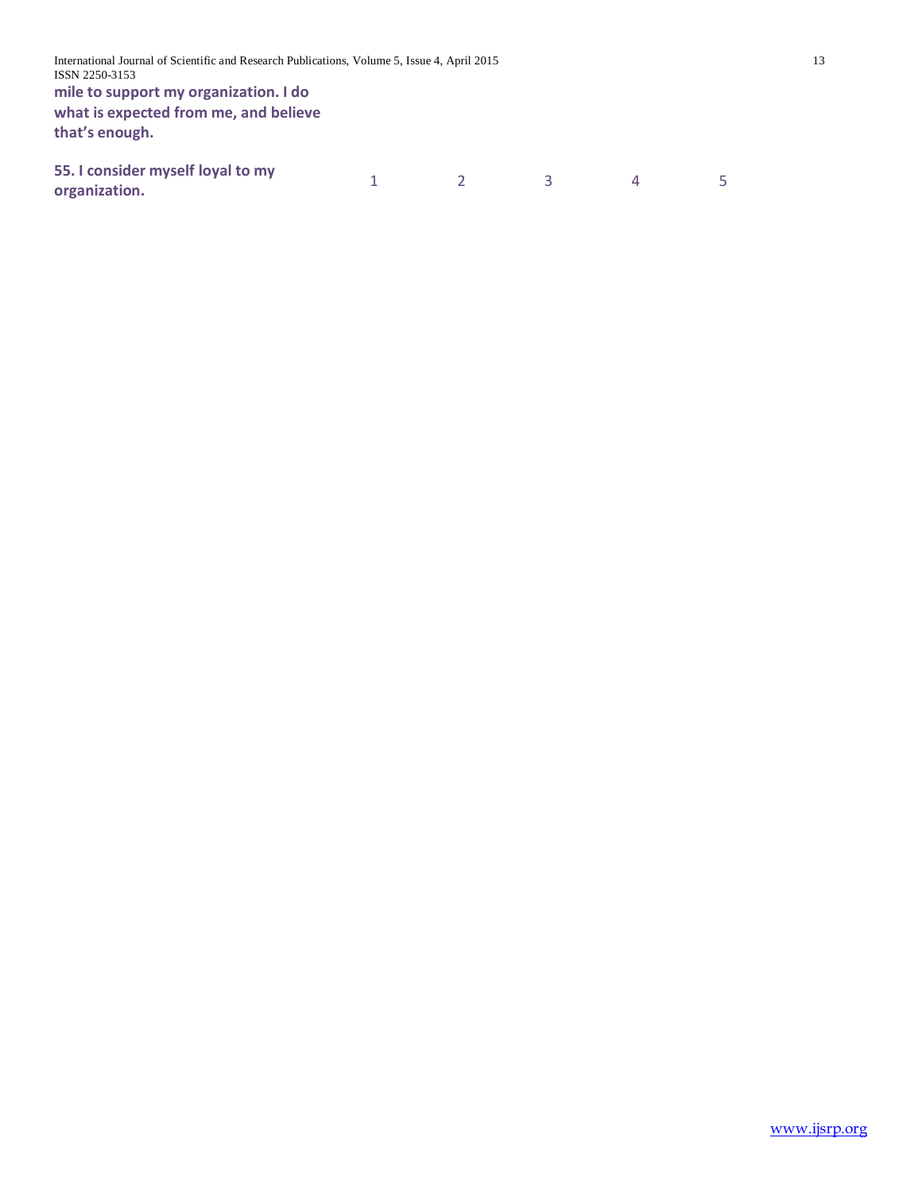| | | | | | |
|---|---|---|---|---|---|
| **mile to support my organization. I do what is expected from me, and believe that's enough.** | | | | | |
| **55. I consider myself loyal to my organization.** | 1 | 2 | 3 | 4 | 5 |